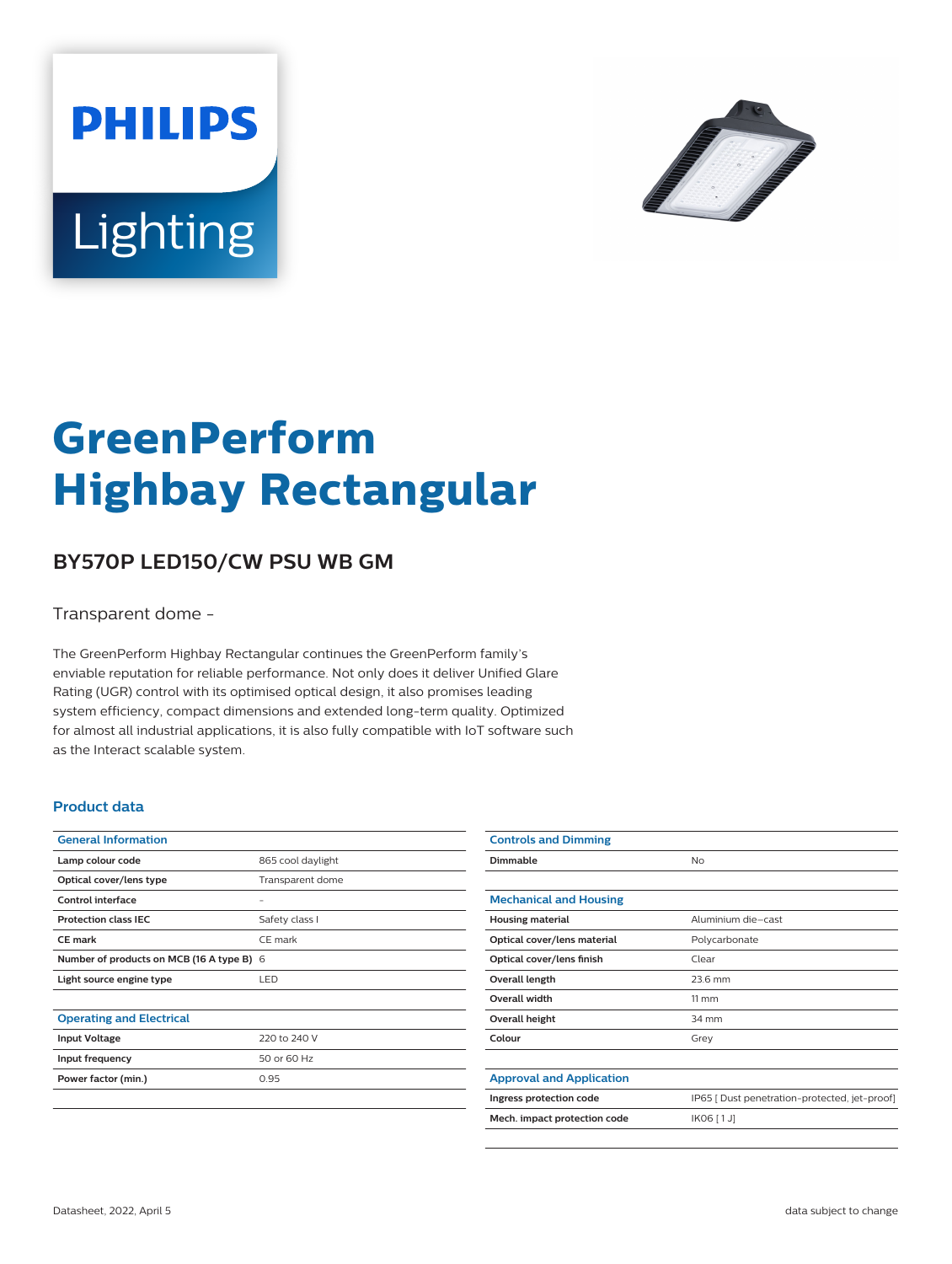PHILIPS

Lighting

# GreenPerform Highbay Rectangular

## BY570P LED150/CW PSU WB GM

Transparent dome -

The GreenPerform Highbay Rectangular continues the GreenPerform family's enviable reputation for reliable performance. Not only does it deliver Unified Glare Rating (UGR) control with its optimised optical design, it also promises leading system efficiency, compact dimensions and extended long-term quality. Optimized for almost all industrial applications, it is also fully compatible with IoT software such as the Interact scalable system.

### Product data

| General Information | |
|---|---|
| **Lamp colour code** | 865 cool daylight |
| **Optical cover/lens type** | Transparent dome |
| **Control interface** | - |
| **Protection class IEC** | Safety class I |
| **CE mark** | CE mark |
| **Number of products on MCB (16 A type B)** | 6 |
| **Light source engine type** | LED |

| Operating and Electrical | |
|---|---|
| **Input Voltage** | 220 to 240 V |
| **Input frequency** | 50 or 60 Hz |
| **Power factor (min.)** | 0.95 |

| Controls and Dimming | |
|---|---|
| **Dimmable** | No |

| Mechanical and Housing | |
|---|---|
| **Housing material** | Aluminium die–cast |
| **Optical cover/lens material** | Polycarbonate |
| **Optical cover/lens finish** | Clear |
| **Overall length** | 23.6 mm |
| **Overall width** | 11 mm |
| **Overall height** | 34 mm |
| **Colour** | Grey |

| Approval and Application | |
|---|---|
| **Ingress protection code** | IP65 [ Dust penetration-protected, jet-proof] |
| **Mech. impact protection code** | IK06 [ 1 J] |

Datasheet, 2022, April 5 data subject to change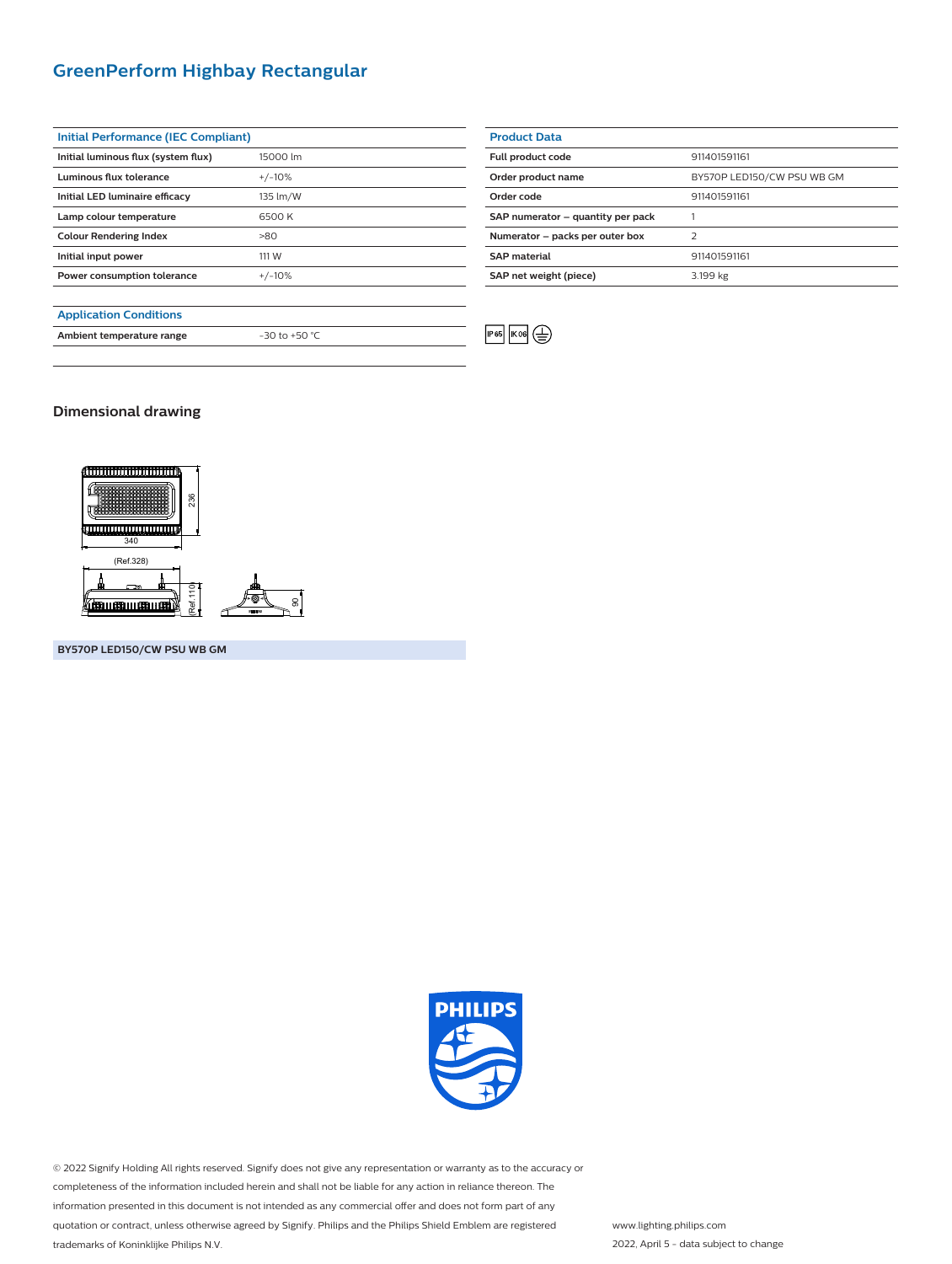## GreenPerform Highbay Rectangular

| Initial Performance (IEC Compliant) | |
|---|---|
| Initial luminous flux (system flux) | 15000 lm |
| Luminous flux tolerance | +/-10% |
| Initial LED luminaire efficacy | 135 lm/W |
| Lamp colour temperature | 6500 K |
| Colour Rendering Index | >80 |
| Initial input power | 111 W |
| Power consumption tolerance | +/-10% |

| Application Conditions | |
|---|---|
| Ambient temperature range | -30 to +50 °C |

| Product Data | |
|---|---|
| Full product code | 911401591161 |
| Order product name | BY570P LED150/CW PSU WB GM |
| Order code | 911401591161 |
| SAP numerator – quantity per pack | 1 |
| Numerator – packs per outer box | 2 |
| SAP material | 911401591161 |
| SAP net weight (piece) | 3.199 kg |

IP65 IK06

### Dimensional drawing

236

340

(Ref.328)

(Ref.110)

90

**BY570P LED150/CW PSU WB GM**

© 2022 Signify Holding All rights reserved. Signify does not give any representation or warranty as to the accuracy or completeness of the information included herein and shall not be liable for any action in reliance thereon. The information presented in this document is not intended as any commercial offer and does not form part of any quotation or contract, unless otherwise agreed by Signify. Philips and the Philips Shield Emblem are registered trademarks of Koninklijke Philips N.V.

www.lighting.philips.com

2022, April 5 - data subject to change